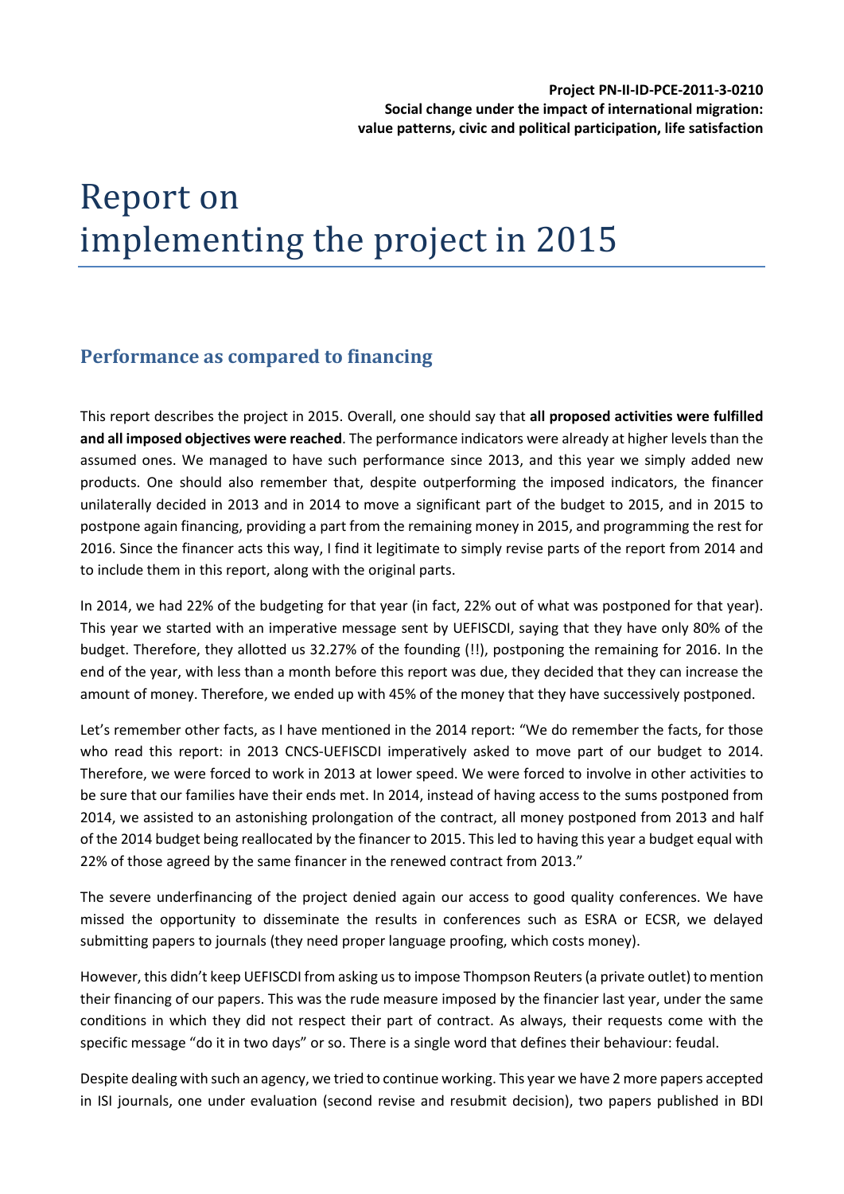**Project PN-II-ID-PCE-2011-3-0210**
**Social change under the impact of international migration: value patterns, civic and political participation, life satisfaction**

# Report on implementing the project in 2015

## Performance as compared to financing

This report describes the project in 2015. Overall, one should say that **all proposed activities were fulfilled and all imposed objectives were reached**. The performance indicators were already at higher levels than the assumed ones. We managed to have such performance since 2013, and this year we simply added new products. One should also remember that, despite outperforming the imposed indicators, the financer unilaterally decided in 2013 and in 2014 to move a significant part of the budget to 2015, and in 2015 to postpone again financing, providing a part from the remaining money in 2015, and programming the rest for 2016. Since the financer acts this way, I find it legitimate to simply revise parts of the report from 2014 and to include them in this report, along with the original parts.

In 2014, we had 22% of the budgeting for that year (in fact, 22% out of what was postponed for that year). This year we started with an imperative message sent by UEFISCDI, saying that they have only 80% of the budget. Therefore, they allotted us 32.27% of the founding (!!), postponing the remaining for 2016. In the end of the year, with less than a month before this report was due, they decided that they can increase the amount of money. Therefore, we ended up with 45% of the money that they have successively postponed.

Let's remember other facts, as I have mentioned in the 2014 report: "We do remember the facts, for those who read this report: in 2013 CNCS-UEFISCDI imperatively asked to move part of our budget to 2014. Therefore, we were forced to work in 2013 at lower speed. We were forced to involve in other activities to be sure that our families have their ends met. In 2014, instead of having access to the sums postponed from 2014, we assisted to an astonishing prolongation of the contract, all money postponed from 2013 and half of the 2014 budget being reallocated by the financer to 2015. This led to having this year a budget equal with 22% of those agreed by the same financer in the renewed contract from 2013."

The severe underfinancing of the project denied again our access to good quality conferences. We have missed the opportunity to disseminate the results in conferences such as ESRA or ECSR, we delayed submitting papers to journals (they need proper language proofing, which costs money).

However, this didn't keep UEFISCDI from asking us to impose Thompson Reuters (a private outlet) to mention their financing of our papers. This was the rude measure imposed by the financier last year, under the same conditions in which they did not respect their part of contract. As always, their requests come with the specific message "do it in two days" or so. There is a single word that defines their behaviour: feudal.

Despite dealing with such an agency, we tried to continue working. This year we have 2 more papers accepted in ISI journals, one under evaluation (second revise and resubmit decision), two papers published in BDI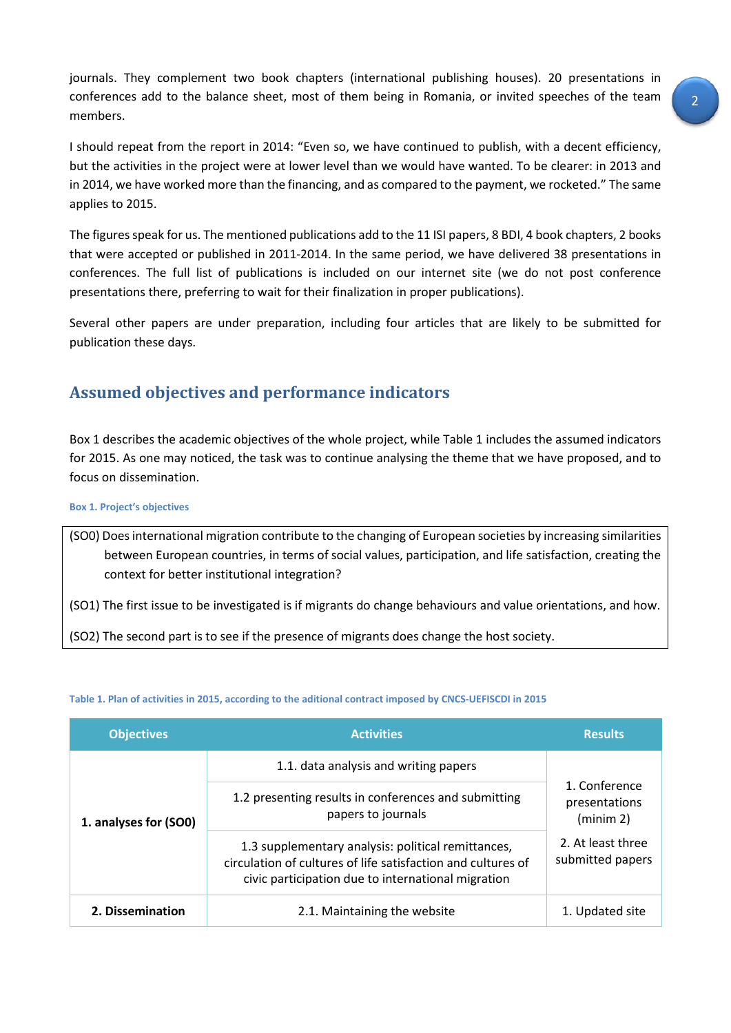journals. They complement two book chapters (international publishing houses). 20 presentations in conferences add to the balance sheet, most of them being in Romania, or invited speeches of the team members.

I should repeat from the report in 2014: "Even so, we have continued to publish, with a decent efficiency, but the activities in the project were at lower level than we would have wanted. To be clearer: in 2013 and in 2014, we have worked more than the financing, and as compared to the payment, we rocketed." The same applies to 2015.

The figures speak for us. The mentioned publications add to the 11 ISI papers, 8 BDI, 4 book chapters, 2 books that were accepted or published in 2011-2014. In the same period, we have delivered 38 presentations in conferences. The full list of publications is included on our internet site (we do not post conference presentations there, preferring to wait for their finalization in proper publications).

Several other papers are under preparation, including four articles that are likely to be submitted for publication these days.

## Assumed objectives and performance indicators

Box 1 describes the academic objectives of the whole project, while Table 1 includes the assumed indicators for 2015. As one may noticed, the task was to continue analysing the theme that we have proposed, and to focus on dissemination.

**Box 1. Project's objectives**

(SO0) Does international migration contribute to the changing of European societies by increasing similarities between European countries, in terms of social values, participation, and life satisfaction, creating the context for better institutional integration?

(SO1) The first issue to be investigated is if migrants do change behaviours and value orientations, and how.

(SO2) The second part is to see if the presence of migrants does change the host society.

**Table 1. Plan of activities in 2015, according to the aditional contract imposed by CNCS-UEFISCDI in 2015**

| Objectives | Activities | Results |
|---|---|---|
| **1. analyses for (SO0)** | 1.1. data analysis and writing papers | 1. Conference presentations (minim 2)<br>2. At least three submitted papers |
| | 1.2 presenting results in conferences and submitting papers to journals | |
| | 1.3 supplementary analysis: political remittances, circulation of cultures of life satisfaction and cultures of civic participation due to international migration | |
| **2. Dissemination** | 2.1. Maintaining the website | 1. Updated site |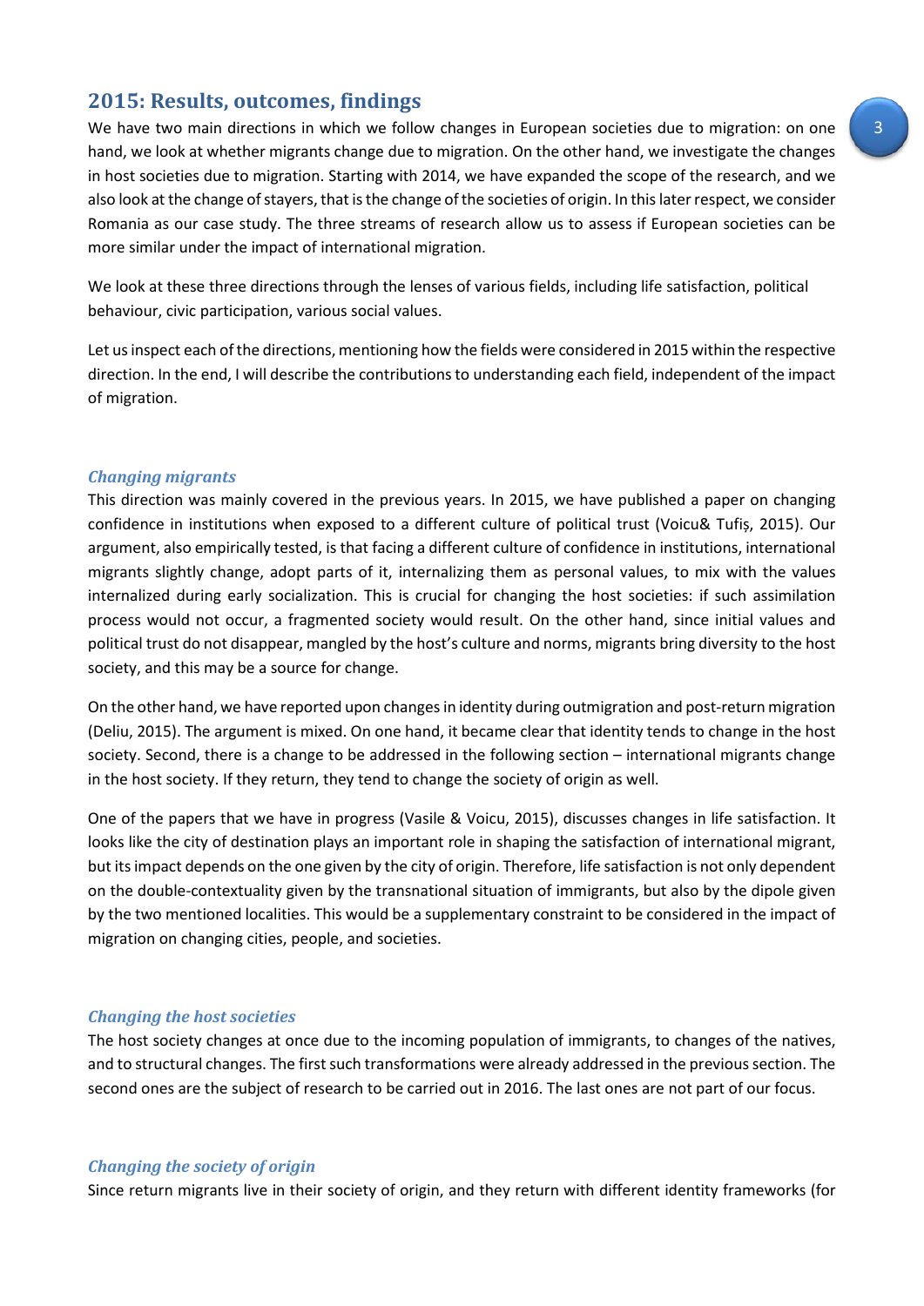## 2015: Results, outcomes, findings

We have two main directions in which we follow changes in European societies due to migration: on one hand, we look at whether migrants change due to migration. On the other hand, we investigate the changes in host societies due to migration. Starting with 2014, we have expanded the scope of the research, and we also look at the change of stayers, that is the change of the societies of origin. In this later respect, we consider Romania as our case study. The three streams of research allow us to assess if European societies can be more similar under the impact of international migration.

We look at these three directions through the lenses of various fields, including life satisfaction, political behaviour, civic participation, various social values.

Let us inspect each of the directions, mentioning how the fields were considered in 2015 within the respective direction. In the end, I will describe the contributions to understanding each field, independent of the impact of migration.

### *Changing migrants*

This direction was mainly covered in the previous years. In 2015, we have published a paper on changing confidence in institutions when exposed to a different culture of political trust (Voicu& Tufiș, 2015). Our argument, also empirically tested, is that facing a different culture of confidence in institutions, international migrants slightly change, adopt parts of it, internalizing them as personal values, to mix with the values internalized during early socialization. This is crucial for changing the host societies: if such assimilation process would not occur, a fragmented society would result. On the other hand, since initial values and political trust do not disappear, mangled by the host's culture and norms, migrants bring diversity to the host society, and this may be a source for change.

On the other hand, we have reported upon changes in identity during outmigration and post-return migration (Deliu, 2015). The argument is mixed. On one hand, it became clear that identity tends to change in the host society. Second, there is a change to be addressed in the following section – international migrants change in the host society. If they return, they tend to change the society of origin as well.

One of the papers that we have in progress (Vasile & Voicu, 2015), discusses changes in life satisfaction. It looks like the city of destination plays an important role in shaping the satisfaction of international migrant, but its impact depends on the one given by the city of origin. Therefore, life satisfaction is not only dependent on the double-contextuality given by the transnational situation of immigrants, but also by the dipole given by the two mentioned localities. This would be a supplementary constraint to be considered in the impact of migration on changing cities, people, and societies.

### *Changing the host societies*

The host society changes at once due to the incoming population of immigrants, to changes of the natives, and to structural changes. The first such transformations were already addressed in the previous section. The second ones are the subject of research to be carried out in 2016. The last ones are not part of our focus.

### *Changing the society of origin*

Since return migrants live in their society of origin, and they return with different identity frameworks (for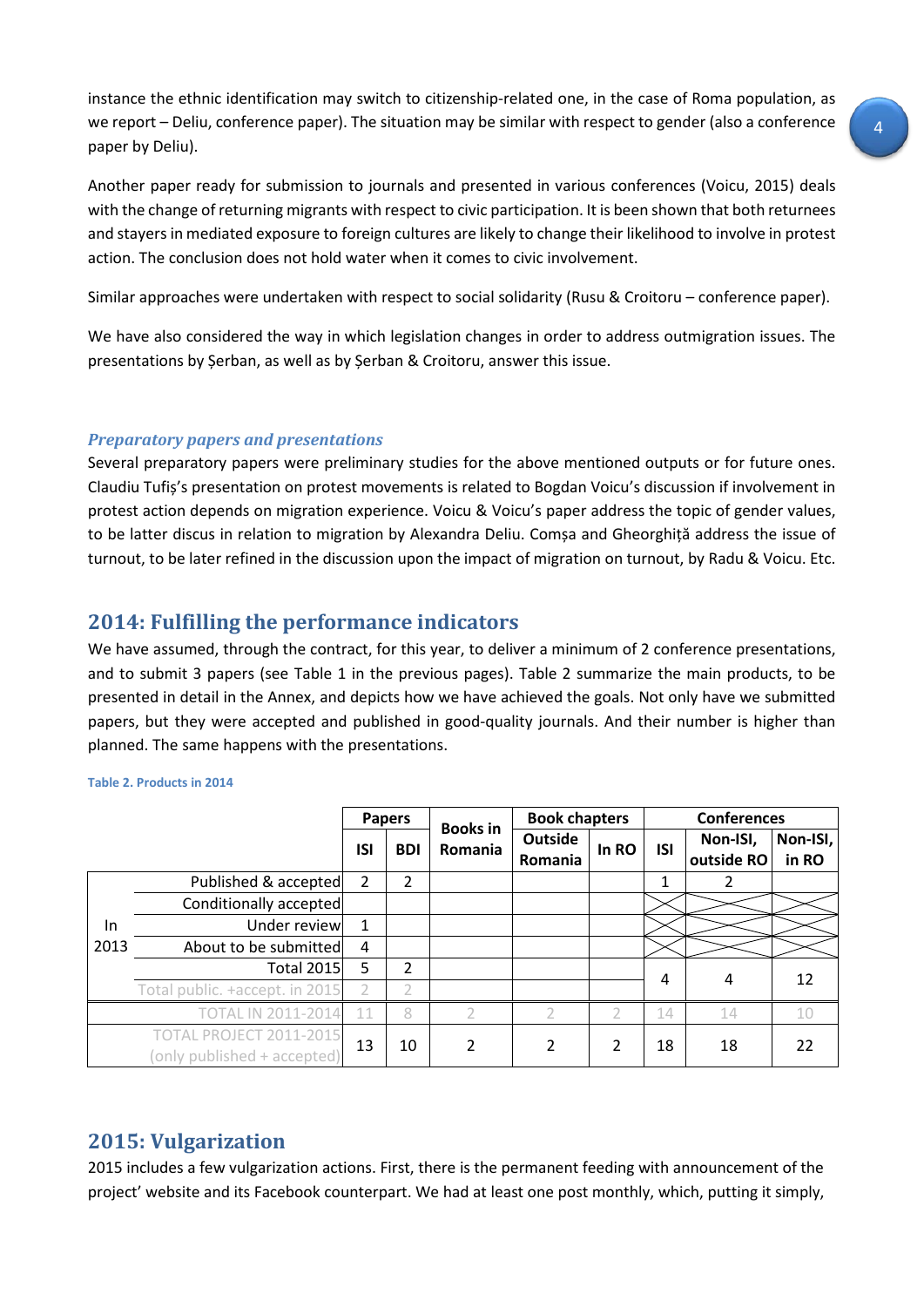instance the ethnic identification may switch to citizenship-related one, in the case of Roma population, as we report – Deliu, conference paper). The situation may be similar with respect to gender (also a conference paper by Deliu).

Another paper ready for submission to journals and presented in various conferences (Voicu, 2015) deals with the change of returning migrants with respect to civic participation. It is been shown that both returnees and stayers in mediated exposure to foreign cultures are likely to change their likelihood to involve in protest action. The conclusion does not hold water when it comes to civic involvement.

Similar approaches were undertaken with respect to social solidarity (Rusu & Croitoru – conference paper).

We have also considered the way in which legislation changes in order to address outmigration issues. The presentations by Șerban, as well as by Șerban & Croitoru, answer this issue.

### *Preparatory papers and presentations*

Several preparatory papers were preliminary studies for the above mentioned outputs or for future ones. Claudiu Tufiș's presentation on protest movements is related to Bogdan Voicu's discussion if involvement in protest action depends on migration experience. Voicu & Voicu's paper address the topic of gender values, to be latter discus in relation to migration by Alexandra Deliu. Comșa and Gheorghiță address the issue of turnout, to be later refined in the discussion upon the impact of migration on turnout, by Radu & Voicu. Etc.

## 2014: Fulfilling the performance indicators

We have assumed, through the contract, for this year, to deliver a minimum of 2 conference presentations, and to submit 3 papers (see Table 1 in the previous pages). Table 2 summarize the main products, to be presented in detail in the Annex, and depicts how we have achieved the goals. Not only have we submitted papers, but they were accepted and published in good-quality journals. And their number is higher than planned. The same happens with the presentations.

Table 2. Products in 2014

| | | Papers | | Books in Romania | Book chapters | | Conferences | | |
|---|---|---|---|---|---|---|---|---|---|
| | | ISI | BDI | | Outside Romania | In RO | ISI | Non-ISI, outside RO | Non-ISI, in RO |
| In 2013 | Published & accepted | 2 | 2 | | | | 1 | 2 | |
| | Conditionally accepted | | | | | | | | |
| | Under review | 1 | | | | | | | |
| | About to be submitted | 4 | | | | | | | |
| | Total 2015 | 5 | 2 | | | | 4 | 4 | 12 |
| | Total public. +accept. in 2015 | 2 | 2 | | | | | | |
| TOTAL IN 2011-2014 | | 11 | 8 | 2 | 2 | 2 | 14 | 14 | 10 |
| TOTAL PROJECT 2011-2015 (only published + accepted) | | 13 | 10 | 2 | 2 | 2 | 18 | 18 | 22 |

## 2015: Vulgarization

2015 includes a few vulgarization actions. First, there is the permanent feeding with announcement of the project' website and its Facebook counterpart. We had at least one post monthly, which, putting it simply,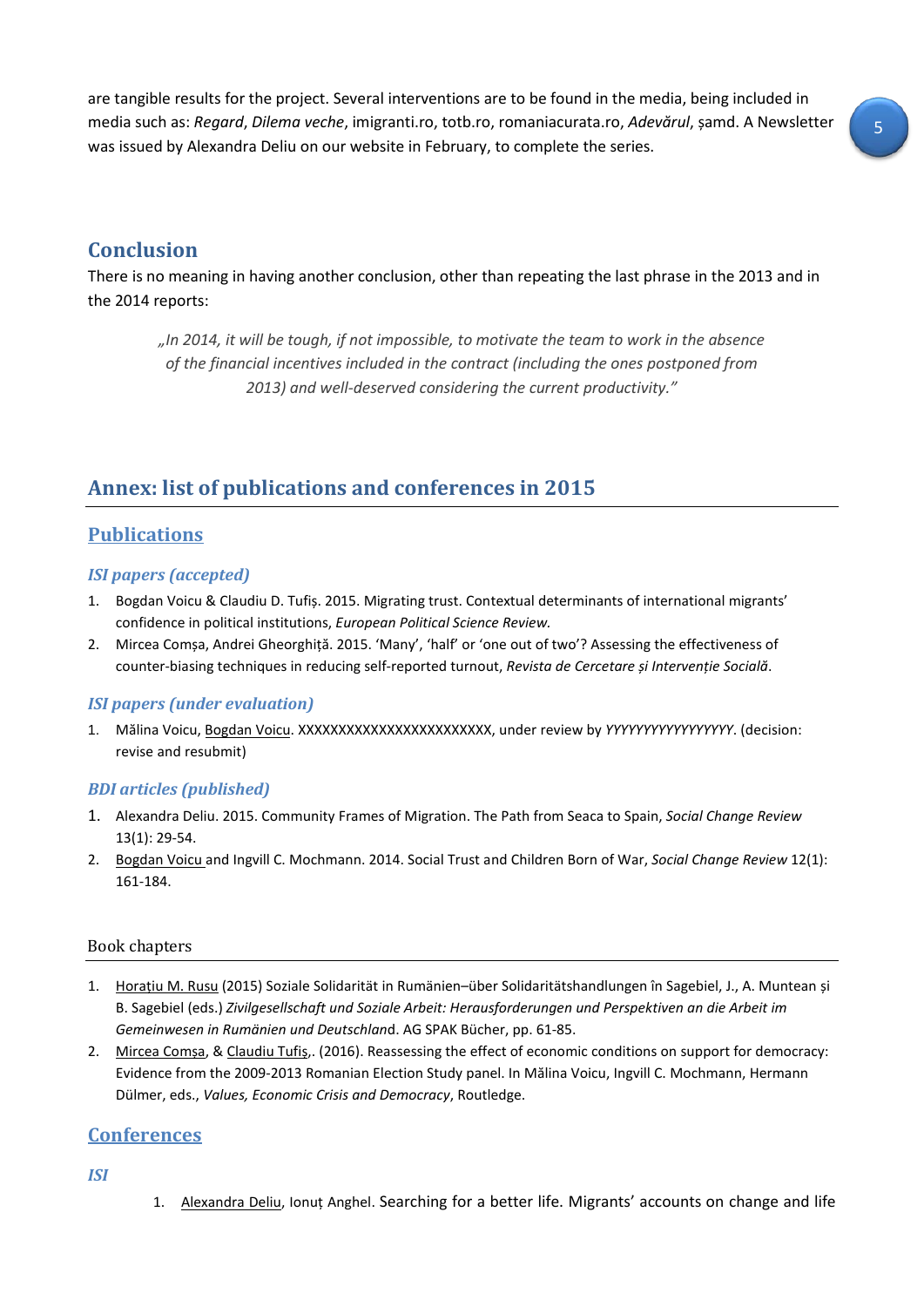are tangible results for the project. Several interventions are to be found in the media, being included in media such as: *Regard*, *Dilema veche*, imigranti.ro, totb.ro, romaniacurata.ro, *Adevărul*, șamd. A Newsletter was issued by Alexandra Deliu on our website in February, to complete the series.

## Conclusion

There is no meaning in having another conclusion, other than repeating the last phrase in the 2013 and in the 2014 reports:

> *„In 2014, it will be tough, if not impossible, to motivate the team to work in the absence of the financial incentives included in the contract (including the ones postponed from 2013) and well-deserved considering the current productivity."*

## Annex: list of publications and conferences in 2015

### Publications

#### *ISI papers (accepted)*

1. Bogdan Voicu & Claudiu D. Tufiș. 2015. Migrating trust. Contextual determinants of international migrants' confidence in political institutions, *European Political Science Review.*
2. Mircea Comșa, Andrei Gheorghiță. 2015. 'Many', 'half' or 'one out of two'? Assessing the effectiveness of counter-biasing techniques in reducing self-reported turnout, *Revista de Cercetare și Intervenție Socială*.

#### *ISI papers (under evaluation)*

1. Mălina Voicu, Bogdan Voicu. XXXXXXXXXXXXXXXXXXXXXXXX, under review by *YYYYYYYYYYYYYYYY*. (decision: revise and resubmit)

#### *BDI articles (published)*

1. Alexandra Deliu. 2015. Community Frames of Migration. The Path from Seaca to Spain, *Social Change Review* 13(1): 29-54.
2. Bogdan Voicu and Ingvill C. Mochmann. 2014. Social Trust and Children Born of War, *Social Change Review* 12(1): 161-184.

#### Book chapters

1. Horațiu M. Rusu (2015) Soziale Solidarität in Rumänien–über Solidaritätshandlungen în Sagebiel, J., A. Muntean și B. Sagebiel (eds.) *Zivilgesellschaft und Soziale Arbeit: Herausforderungen und Perspektiven an die Arbeit im Gemeinwesen in Rumänien und Deutschlan*d. AG SPAK Bücher, pp. 61-85.
2. Mircea Comșa, & Claudiu Tufiș,. (2016). Reassessing the effect of economic conditions on support for democracy: Evidence from the 2009-2013 Romanian Election Study panel. In Mălina Voicu, Ingvill C. Mochmann, Hermann Dülmer, eds., *Values, Economic Crisis and Democracy*, Routledge.

### Conferences

#### *ISI*

1. Alexandra Deliu, Ionuț Anghel. Searching for a better life. Migrants' accounts on change and life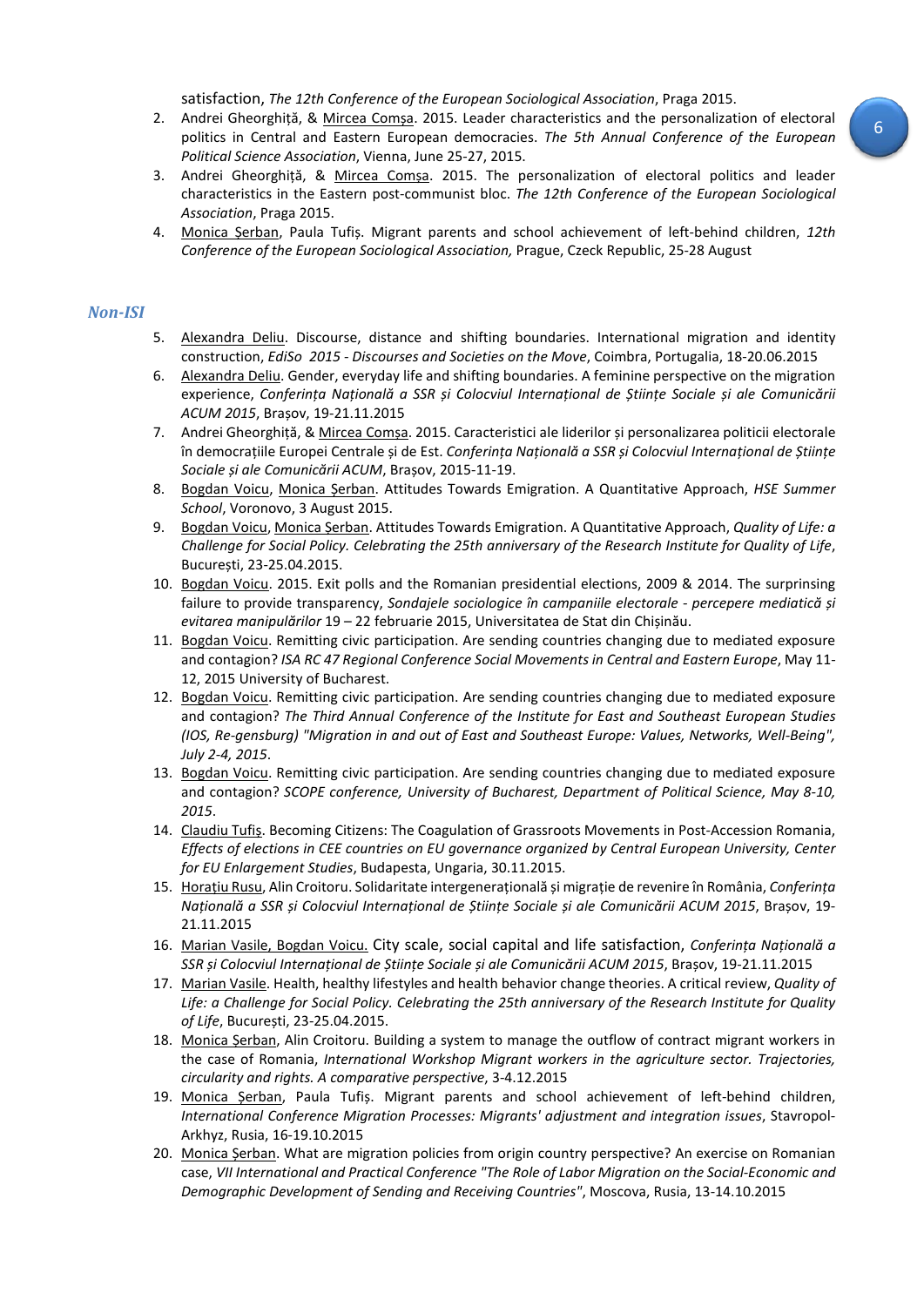satisfaction, *The 12th Conference of the European Sociological Association*, Praga 2015.

2. Andrei Gheorghiță, & Mircea Comșa. 2015. Leader characteristics and the personalization of electoral politics in Central and Eastern European democracies. *The 5th Annual Conference of the European Political Science Association*, Vienna, June 25-27, 2015.
3. Andrei Gheorghiță, & Mircea Comșa. 2015. The personalization of electoral politics and leader characteristics in the Eastern post-communist bloc. *The 12th Conference of the European Sociological Association*, Praga 2015.
4. Monica Șerban, Paula Tufiș. Migrant parents and school achievement of left-behind children, *12th Conference of the European Sociological Association,* Prague, Czeck Republic, 25-28 August

### *Non-ISI*

5. Alexandra Deliu. Discourse, distance and shifting boundaries. International migration and identity construction, *EdiSo 2015 - Discourses and Societies on the Move*, Coimbra, Portugalia, 18-20.06.2015
6. Alexandra Deliu. Gender, everyday life and shifting boundaries. A feminine perspective on the migration experience, *Conferința Națională a SSR și Colocviul Internațional de Științe Sociale și ale Comunicării ACUM 2015*, Brașov, 19-21.11.2015
7. Andrei Gheorghiță, & Mircea Comșa. 2015. Caracteristici ale liderilor și personalizarea politicii electorale în democrațiile Europei Centrale și de Est. *Conferința Națională a SSR și Colocviul Internațional de Științe Sociale și ale Comunicării ACUM*, Brașov, 2015-11-19.
8. Bogdan Voicu, Monica Șerban. Attitudes Towards Emigration. A Quantitative Approach, *HSE Summer School*, Voronovo, 3 August 2015.
9. Bogdan Voicu, Monica Șerban. Attitudes Towards Emigration. A Quantitative Approach, *Quality of Life: a Challenge for Social Policy. Celebrating the 25th anniversary of the Research Institute for Quality of Life*, București, 23-25.04.2015.
10. Bogdan Voicu. 2015. Exit polls and the Romanian presidential elections, 2009 & 2014. The surprinsing failure to provide transparency, *Sondajele sociologice în campaniile electorale - percepere mediatică și evitarea manipulărilor* 19 – 22 februarie 2015, Universitatea de Stat din Chișinău.
11. Bogdan Voicu. Remitting civic participation. Are sending countries changing due to mediated exposure and contagion? *ISA RC 47 Regional Conference Social Movements in Central and Eastern Europe*, May 11-12, 2015 University of Bucharest.
12. Bogdan Voicu. Remitting civic participation. Are sending countries changing due to mediated exposure and contagion? *The Third Annual Conference of the Institute for East and Southeast European Studies (IOS, Re-gensburg) "Migration in and out of East and Southeast Europe: Values, Networks, Well-Being", July 2-4, 2015*.
13. Bogdan Voicu. Remitting civic participation. Are sending countries changing due to mediated exposure and contagion? *SCOPE conference, University of Bucharest, Department of Political Science, May 8-10, 2015*.
14. Claudiu Tufiș. Becoming Citizens: The Coagulation of Grassroots Movements in Post-Accession Romania, *Effects of elections in CEE countries on EU governance organized by Central European University, Center for EU Enlargement Studies*, Budapesta, Ungaria, 30.11.2015.
15. Horațiu Rusu, Alin Croitoru. Solidaritate intergenerațională și migrație de revenire în România, *Conferința Națională a SSR și Colocviul Internațional de Științe Sociale și ale Comunicării ACUM 2015*, Brașov, 19-21.11.2015
16. Marian Vasile, Bogdan Voicu. City scale, social capital and life satisfaction, *Conferința Națională a SSR și Colocviul Internațional de Științe Sociale și ale Comunicării ACUM 2015*, Brașov, 19-21.11.2015
17. Marian Vasile. Health, healthy lifestyles and health behavior change theories. A critical review, *Quality of Life: a Challenge for Social Policy. Celebrating the 25th anniversary of the Research Institute for Quality of Life*, București, 23-25.04.2015.
18. Monica Șerban, Alin Croitoru. Building a system to manage the outflow of contract migrant workers in the case of Romania, *International Workshop Migrant workers in the agriculture sector. Trajectories, circularity and rights. A comparative perspective*, 3-4.12.2015
19. Monica Șerban, Paula Tufiș. Migrant parents and school achievement of left-behind children, *International Conference Migration Processes: Migrants' adjustment and integration issues*, Stavropol-Arkhyz, Rusia, 16-19.10.2015
20. Monica Șerban. What are migration policies from origin country perspective? An exercise on Romanian case, *VII International and Practical Conference "The Role of Labor Migration on the Social-Economic and Demographic Development of Sending and Receiving Countries"*, Moscova, Rusia, 13-14.10.2015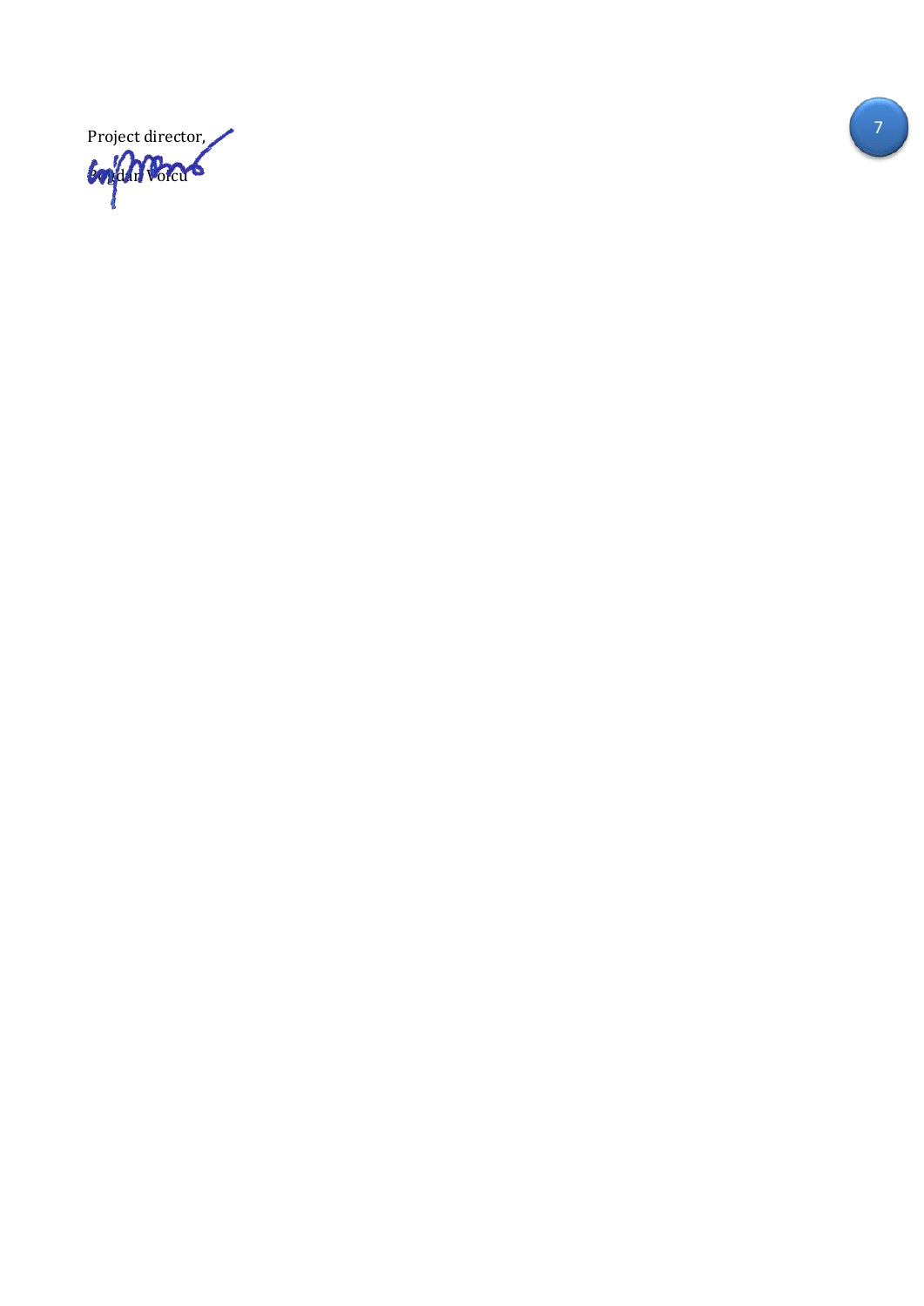Project director,

Bogdan Vorcu